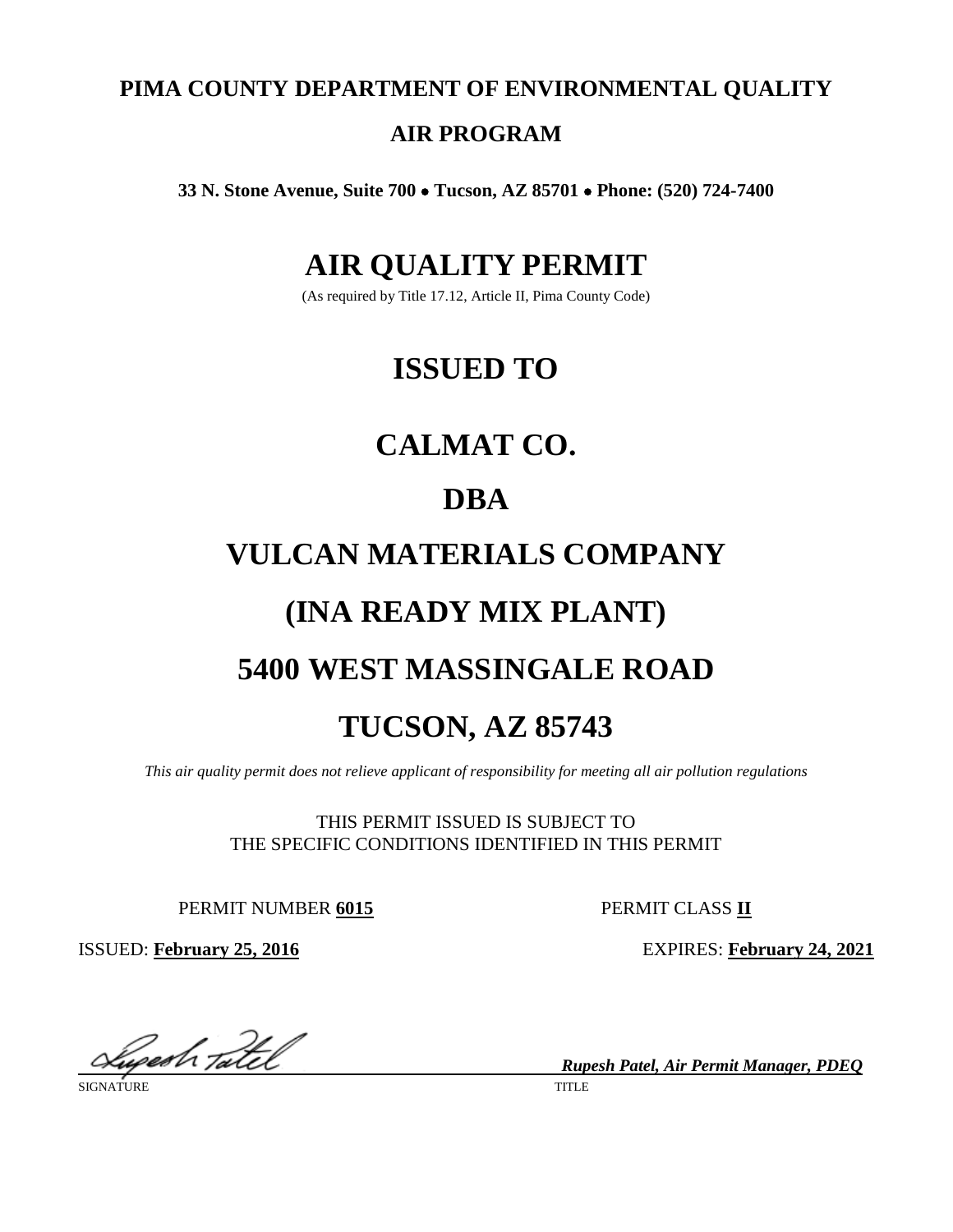# PIMA COUNTY DEPARTMENT OF ENVIRONMENTAL QUALITY

## AIR PROGRAM

**33 N. Stone Avenue, Suite 700 • Tucson, AZ 85701 • Phone: (520) 724-7400**

# AIR QUALITY PERMIT

(As required by Title 17.12, Article II, Pima County Code)

# ISSUED TO

# CALMAT CO.

# DBA

# VULCAN MATERIALS COMPANY

# (INA READY MIX PLANT)

# 5400 WEST MASSINGALE ROAD

# TUCSON, AZ 85743

*This air quality permit does not relieve applicant of responsibility for meeting all air pollution regulations*

THIS PERMIT ISSUED IS SUBJECT TO
THE SPECIFIC CONDITIONS IDENTIFIED IN THIS PERMIT

PERMIT NUMBER **6015** PERMIT CLASS **II**

ISSUED: **February 25, 2016** EXPIRES: **February 24, 2021**

*Rupesh Patel, Air Permit Manager, PDEQ*

SIGNATURE TITLE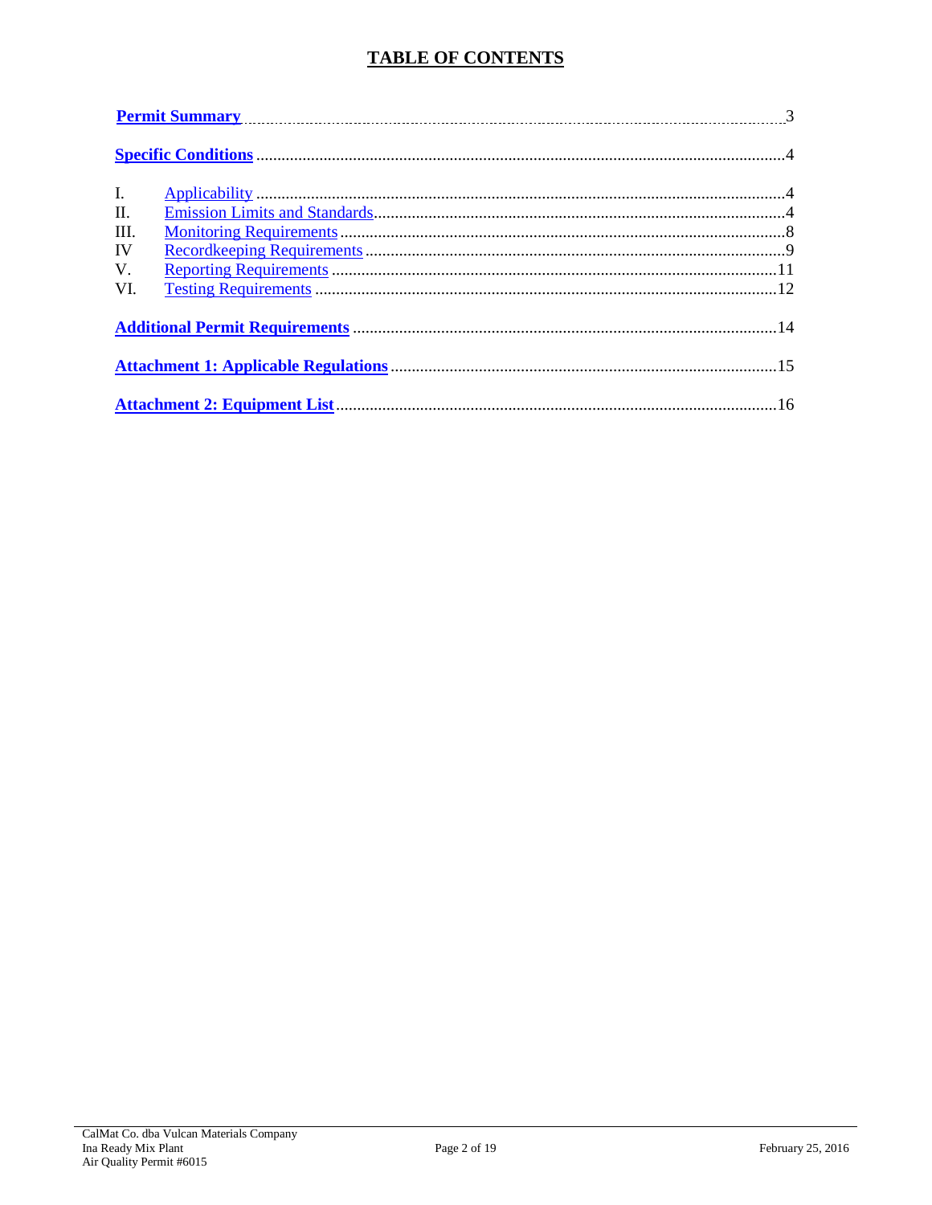# TABLE OF CONTENTS

**Permit Summary** ........................................................................ 3

**Specific Conditions** ........................................................................ 4

| | | |
|---|---|---|
| I. | Applicability | 4 |
| II. | Emission Limits and Standards | 4 |
| III. | Monitoring Requirements | 8 |
| IV | Recordkeeping Requirements | 9 |
| V. | Reporting Requirements | 11 |
| VI. | Testing Requirements | 12 |

**Additional Permit Requirements** ........................................................................ 14

**Attachment 1: Applicable Regulations** ........................................................................ 15

**Attachment 2: Equipment List** ........................................................................ 16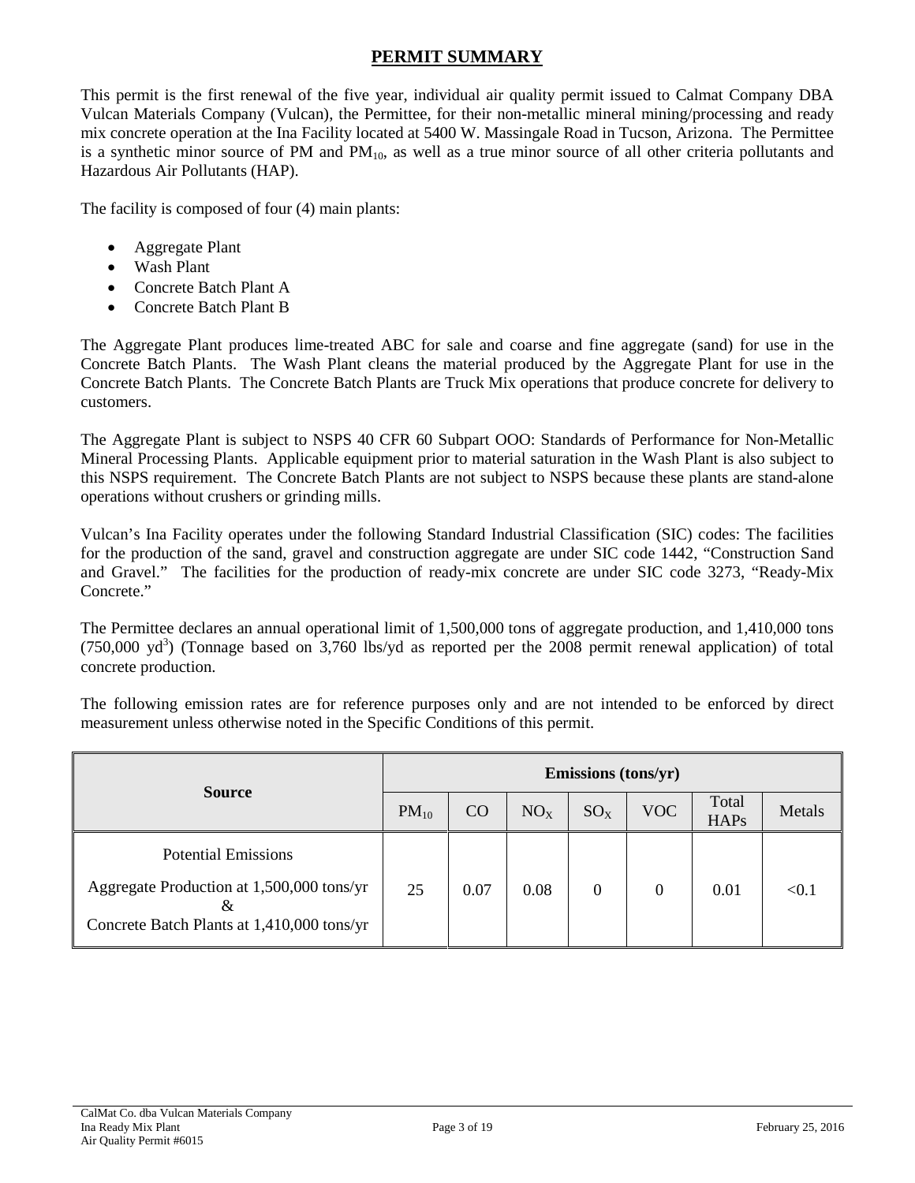## PERMIT SUMMARY

This permit is the first renewal of the five year, individual air quality permit issued to Calmat Company DBA Vulcan Materials Company (Vulcan), the Permittee, for their non-metallic mineral mining/processing and ready mix concrete operation at the Ina Facility located at 5400 W. Massingale Road in Tucson, Arizona. The Permittee is a synthetic minor source of PM and $PM_{10}$, as well as a true minor source of all other criteria pollutants and Hazardous Air Pollutants (HAP).

The facility is composed of four (4) main plants:

- Aggregate Plant
- Wash Plant
- Concrete Batch Plant A
- Concrete Batch Plant B

The Aggregate Plant produces lime-treated ABC for sale and coarse and fine aggregate (sand) for use in the Concrete Batch Plants. The Wash Plant cleans the material produced by the Aggregate Plant for use in the Concrete Batch Plants. The Concrete Batch Plants are Truck Mix operations that produce concrete for delivery to customers.

The Aggregate Plant is subject to NSPS 40 CFR 60 Subpart OOO: Standards of Performance for Non-Metallic Mineral Processing Plants. Applicable equipment prior to material saturation in the Wash Plant is also subject to this NSPS requirement. The Concrete Batch Plants are not subject to NSPS because these plants are stand-alone operations without crushers or grinding mills.

Vulcan's Ina Facility operates under the following Standard Industrial Classification (SIC) codes: The facilities for the production of the sand, gravel and construction aggregate are under SIC code 1442, "Construction Sand and Gravel." The facilities for the production of ready-mix concrete are under SIC code 3273, "Ready-Mix Concrete."

The Permittee declares an annual operational limit of 1,500,000 tons of aggregate production, and 1,410,000 tons (750,000 $yd^3$) (Tonnage based on 3,760 lbs/yd as reported per the 2008 permit renewal application) of total concrete production.

The following emission rates are for reference purposes only and are not intended to be enforced by direct measurement unless otherwise noted in the Specific Conditions of this permit.

| Source | Emissions (tons/yr) | | | | | | |
|---|---|---|---|---|---|---|---|
| | $PM_{10}$ | CO | $NO_X$ | $SO_X$ | VOC | Total HAPs | Metals |
| Potential Emissions<br>Aggregate Production at 1,500,000 tons/yr<br>&<br>Concrete Batch Plants at 1,410,000 tons/yr | 25 | 0.07 | 0.08 | 0 | 0 | 0.01 | <0.1 |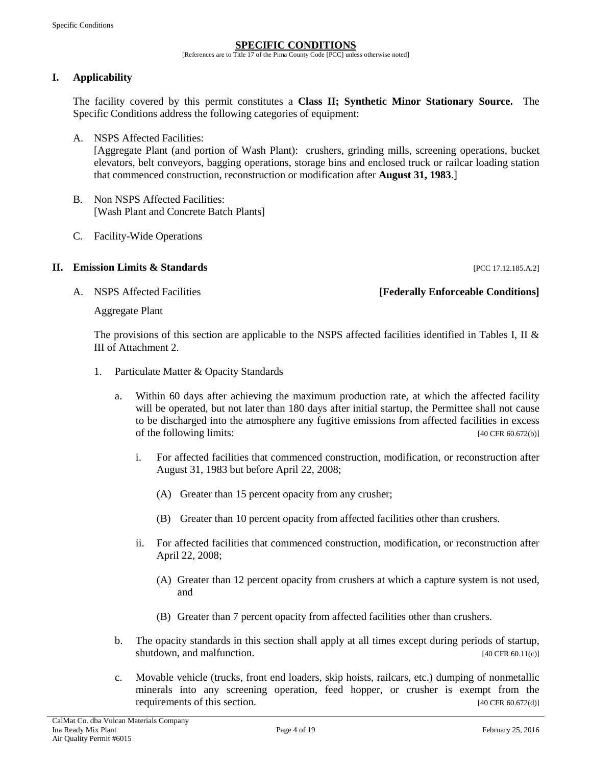## SPECIFIC CONDITIONS

[References are to Title 17 of the Pima County Code [PCC] unless otherwise noted]

### I. Applicability

The facility covered by this permit constitutes a **Class II; Synthetic Minor Stationary Source.** The Specific Conditions address the following categories of equipment:

A. NSPS Affected Facilities:
[Aggregate Plant (and portion of Wash Plant): crushers, grinding mills, screening operations, bucket elevators, belt conveyors, bagging operations, storage bins and enclosed truck or railcar loading station that commenced construction, reconstruction or modification after **August 31, 1983**.]

B. Non NSPS Affected Facilities:
[Wash Plant and Concrete Batch Plants]

C. Facility-Wide Operations

### II. Emission Limits & Standards [PCC 17.12.185.A.2]

A. NSPS Affected Facilities **[Federally Enforceable Conditions]**

Aggregate Plant

The provisions of this section are applicable to the NSPS affected facilities identified in Tables I, II & III of Attachment 2.

1. Particulate Matter & Opacity Standards

   a. Within 60 days after achieving the maximum production rate, at which the affected facility will be operated, but not later than 180 days after initial startup, the Permittee shall not cause to be discharged into the atmosphere any fugitive emissions from affected facilities in excess of the following limits: [40 CFR 60.672(b)]

      i. For affected facilities that commenced construction, modification, or reconstruction after August 31, 1983 but before April 22, 2008;

         (A) Greater than 15 percent opacity from any crusher;

         (B) Greater than 10 percent opacity from affected facilities other than crushers.

      ii. For affected facilities that commenced construction, modification, or reconstruction after April 22, 2008;

         (A) Greater than 12 percent opacity from crushers at which a capture system is not used, and

         (B) Greater than 7 percent opacity from affected facilities other than crushers.

   b. The opacity standards in this section shall apply at all times except during periods of startup, shutdown, and malfunction. [40 CFR 60.11(c)]

   c. Movable vehicle (trucks, front end loaders, skip hoists, railcars, etc.) dumping of nonmetallic minerals into any screening operation, feed hopper, or crusher is exempt from the requirements of this section. [40 CFR 60.672(d)]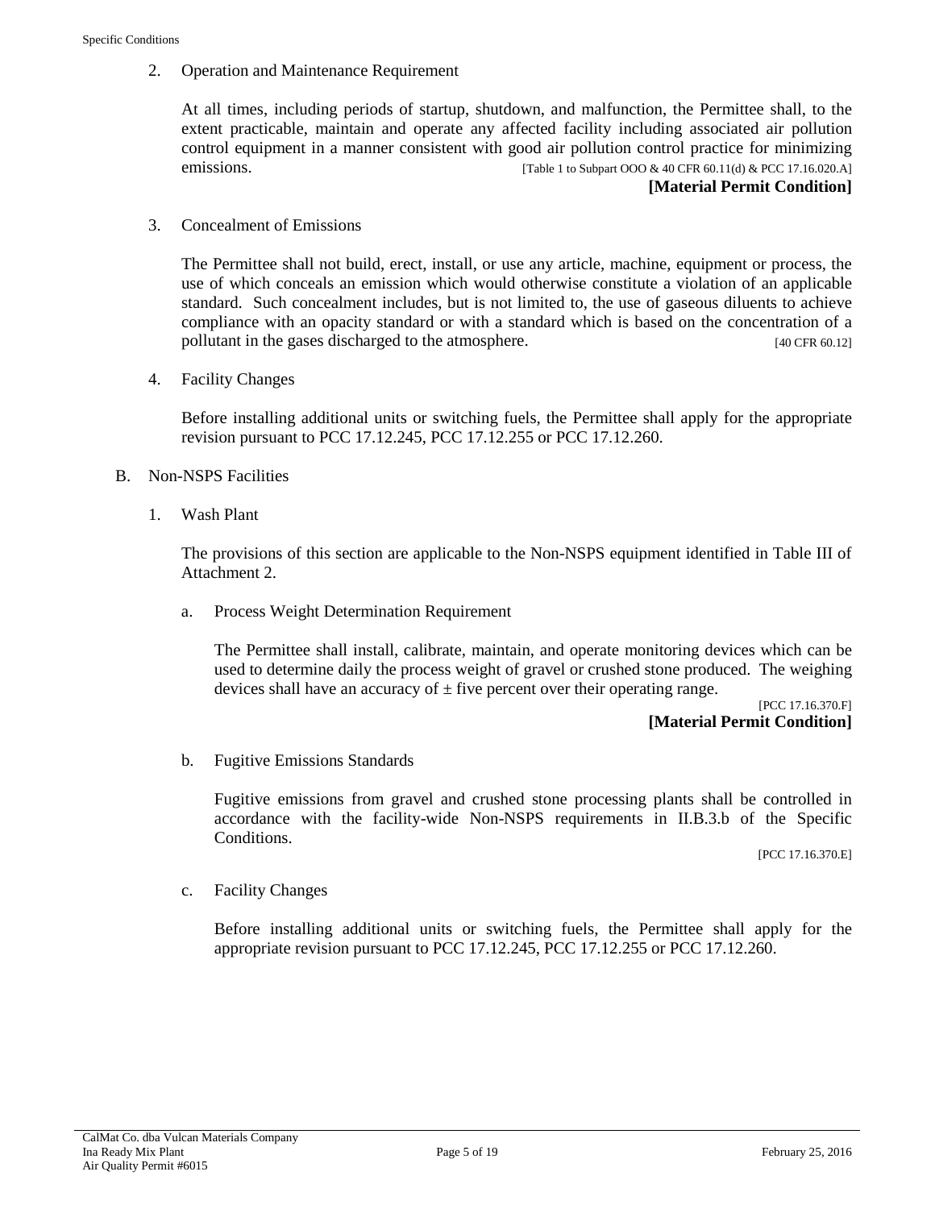2. Operation and Maintenance Requirement

   At all times, including periods of startup, shutdown, and malfunction, the Permittee shall, to the extent practicable, maintain and operate any affected facility including associated air pollution control equipment in a manner consistent with good air pollution control practice for minimizing emissions. [Table 1 to Subpart OOO & 40 CFR 60.11(d) & PCC 17.16.020.A]

   **[Material Permit Condition]**

3. Concealment of Emissions

   The Permittee shall not build, erect, install, or use any article, machine, equipment or process, the use of which conceals an emission which would otherwise constitute a violation of an applicable standard. Such concealment includes, but is not limited to, the use of gaseous diluents to achieve compliance with an opacity standard or with a standard which is based on the concentration of a pollutant in the gases discharged to the atmosphere. [40 CFR 60.12]

4. Facility Changes

   Before installing additional units or switching fuels, the Permittee shall apply for the appropriate revision pursuant to PCC 17.12.245, PCC 17.12.255 or PCC 17.12.260.

B. Non-NSPS Facilities

1. Wash Plant

   The provisions of this section are applicable to the Non-NSPS equipment identified in Table III of Attachment 2.

   a. Process Weight Determination Requirement

      The Permittee shall install, calibrate, maintain, and operate monitoring devices which can be used to determine daily the process weight of gravel or crushed stone produced. The weighing devices shall have an accuracy of ± five percent over their operating range.

      [PCC 17.16.370.F]

      **[Material Permit Condition]**

   b. Fugitive Emissions Standards

      Fugitive emissions from gravel and crushed stone processing plants shall be controlled in accordance with the facility-wide Non-NSPS requirements in II.B.3.b of the Specific Conditions.

      [PCC 17.16.370.E]

   c. Facility Changes

      Before installing additional units or switching fuels, the Permittee shall apply for the appropriate revision pursuant to PCC 17.12.245, PCC 17.12.255 or PCC 17.12.260.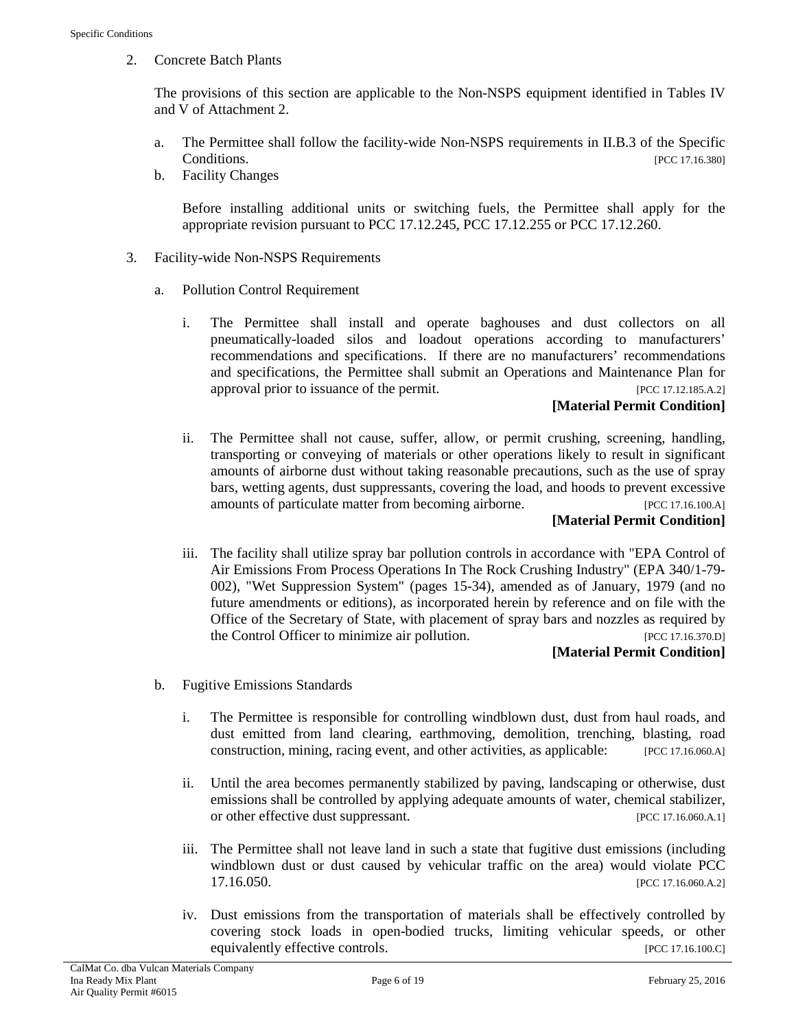2. Concrete Batch Plants

   The provisions of this section are applicable to the Non-NSPS equipment identified in Tables IV and V of Attachment 2.

   a. The Permittee shall follow the facility-wide Non-NSPS requirements in II.B.3 of the Specific Conditions. [PCC 17.16.380]

   b. Facility Changes

      Before installing additional units or switching fuels, the Permittee shall apply for the appropriate revision pursuant to PCC 17.12.245, PCC 17.12.255 or PCC 17.12.260.

3. Facility-wide Non-NSPS Requirements

   a. Pollution Control Requirement

      i. The Permittee shall install and operate baghouses and dust collectors on all pneumatically-loaded silos and loadout operations according to manufacturers' recommendations and specifications. If there are no manufacturers' recommendations and specifications, the Permittee shall submit an Operations and Maintenance Plan for approval prior to issuance of the permit. [PCC 17.12.185.A.2]

         **[Material Permit Condition]**

      ii. The Permittee shall not cause, suffer, allow, or permit crushing, screening, handling, transporting or conveying of materials or other operations likely to result in significant amounts of airborne dust without taking reasonable precautions, such as the use of spray bars, wetting agents, dust suppressants, covering the load, and hoods to prevent excessive amounts of particulate matter from becoming airborne. [PCC 17.16.100.A]

          **[Material Permit Condition]**

      iii. The facility shall utilize spray bar pollution controls in accordance with "EPA Control of Air Emissions From Process Operations In The Rock Crushing Industry" (EPA 340/1-79-002), "Wet Suppression System" (pages 15-34), amended as of January, 1979 (and no future amendments or editions), as incorporated herein by reference and on file with the Office of the Secretary of State, with placement of spray bars and nozzles as required by the Control Officer to minimize air pollution. [PCC 17.16.370.D]

           **[Material Permit Condition]**

   b. Fugitive Emissions Standards

      i. The Permittee is responsible for controlling windblown dust, dust from haul roads, and dust emitted from land clearing, earthmoving, demolition, trenching, blasting, road construction, mining, racing event, and other activities, as applicable: [PCC 17.16.060.A]

      ii. Until the area becomes permanently stabilized by paving, landscaping or otherwise, dust emissions shall be controlled by applying adequate amounts of water, chemical stabilizer, or other effective dust suppressant. [PCC 17.16.060.A.1]

      iii. The Permittee shall not leave land in such a state that fugitive dust emissions (including windblown dust or dust caused by vehicular traffic on the area) would violate PCC 17.16.050. [PCC 17.16.060.A.2]

      iv. Dust emissions from the transportation of materials shall be effectively controlled by covering stock loads in open-bodied trucks, limiting vehicular speeds, or other equivalently effective controls. [PCC 17.16.100.C]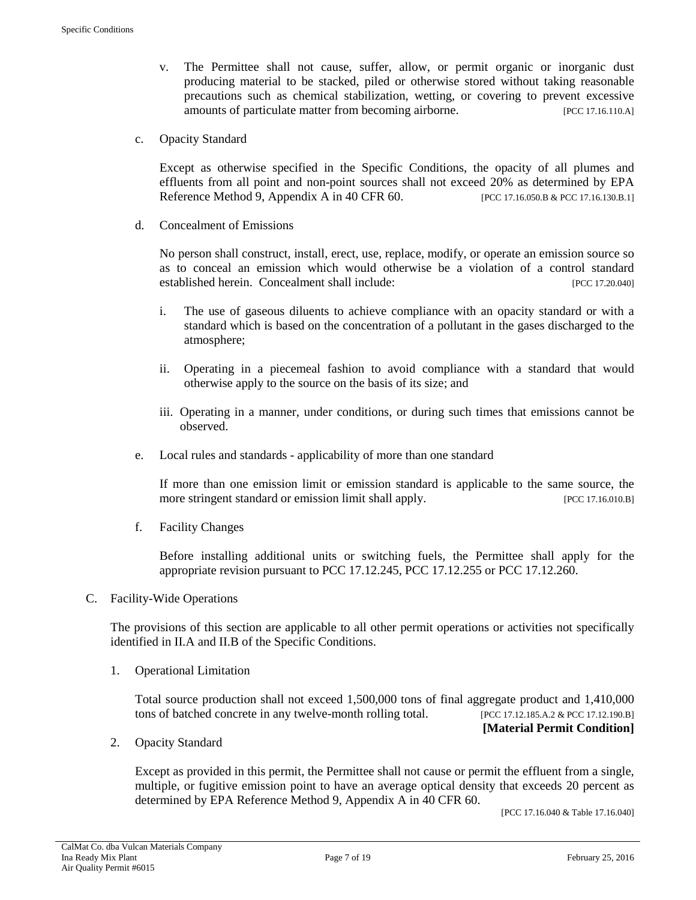v. The Permittee shall not cause, suffer, allow, or permit organic or inorganic dust producing material to be stacked, piled or otherwise stored without taking reasonable precautions such as chemical stabilization, wetting, or covering to prevent excessive amounts of particulate matter from becoming airborne. [PCC 17.16.110.A]

c. Opacity Standard

Except as otherwise specified in the Specific Conditions, the opacity of all plumes and effluents from all point and non-point sources shall not exceed 20% as determined by EPA Reference Method 9, Appendix A in 40 CFR 60. [PCC 17.16.050.B & PCC 17.16.130.B.1]

d. Concealment of Emissions

No person shall construct, install, erect, use, replace, modify, or operate an emission source so as to conceal an emission which would otherwise be a violation of a control standard established herein. Concealment shall include: [PCC 17.20.040]

i. The use of gaseous diluents to achieve compliance with an opacity standard or with a standard which is based on the concentration of a pollutant in the gases discharged to the atmosphere;

ii. Operating in a piecemeal fashion to avoid compliance with a standard that would otherwise apply to the source on the basis of its size; and

iii. Operating in a manner, under conditions, or during such times that emissions cannot be observed.

e. Local rules and standards - applicability of more than one standard

If more than one emission limit or emission standard is applicable to the same source, the more stringent standard or emission limit shall apply. [PCC 17.16.010.B]

f. Facility Changes

Before installing additional units or switching fuels, the Permittee shall apply for the appropriate revision pursuant to PCC 17.12.245, PCC 17.12.255 or PCC 17.12.260.

C. Facility-Wide Operations

The provisions of this section are applicable to all other permit operations or activities not specifically identified in II.A and II.B of the Specific Conditions.

1. Operational Limitation

Total source production shall not exceed 1,500,000 tons of final aggregate product and 1,410,000 tons of batched concrete in any twelve-month rolling total. [PCC 17.12.185.A.2 & PCC 17.12.190.B]

**[Material Permit Condition]**

2. Opacity Standard

Except as provided in this permit, the Permittee shall not cause or permit the effluent from a single, multiple, or fugitive emission point to have an average optical density that exceeds 20 percent as determined by EPA Reference Method 9, Appendix A in 40 CFR 60.

[PCC 17.16.040 & Table 17.16.040]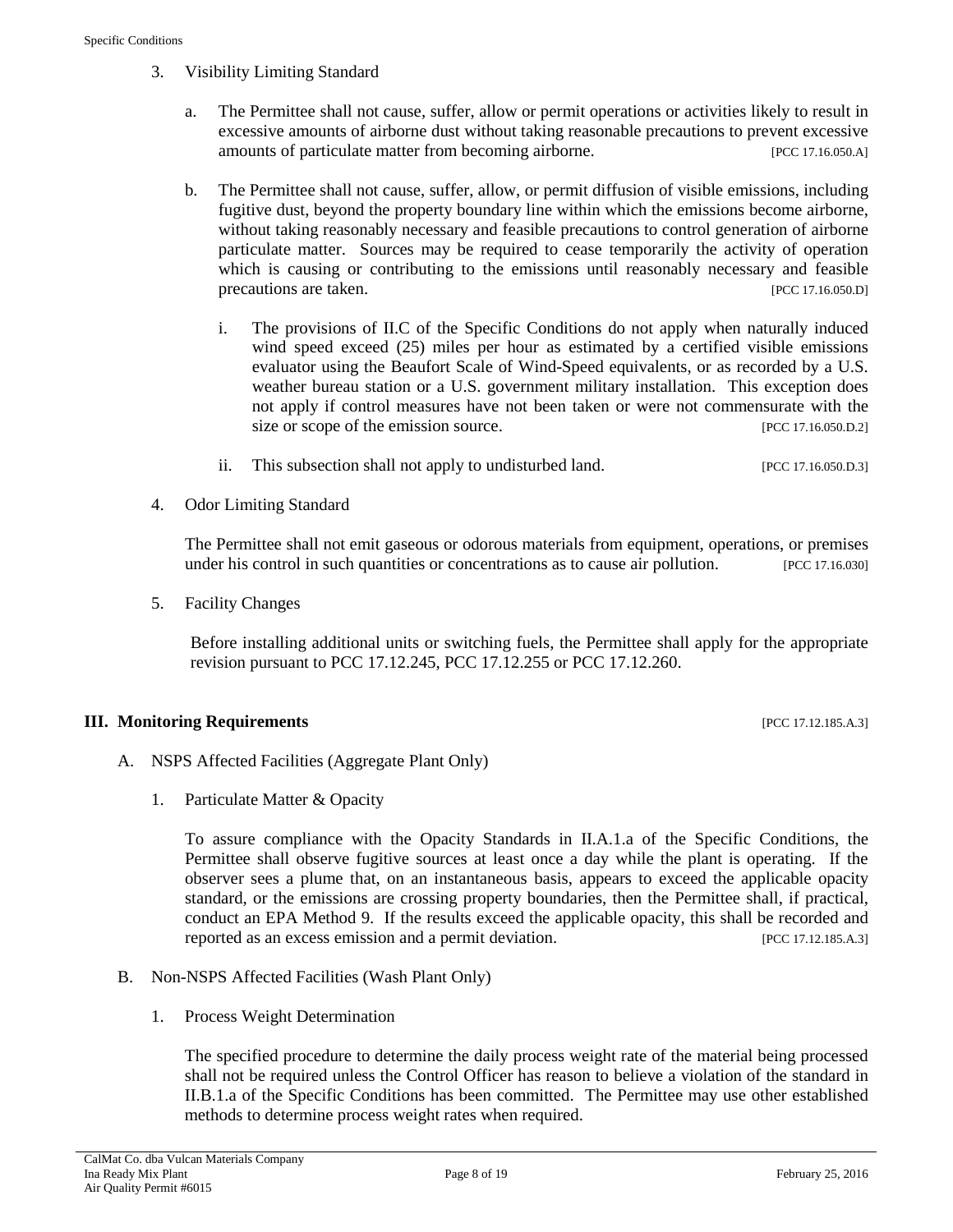3. Visibility Limiting Standard

   a. The Permittee shall not cause, suffer, allow or permit operations or activities likely to result in excessive amounts of airborne dust without taking reasonable precautions to prevent excessive amounts of particulate matter from becoming airborne. [PCC 17.16.050.A]

   b. The Permittee shall not cause, suffer, allow, or permit diffusion of visible emissions, including fugitive dust, beyond the property boundary line within which the emissions become airborne, without taking reasonably necessary and feasible precautions to control generation of airborne particulate matter. Sources may be required to cease temporarily the activity of operation which is causing or contributing to the emissions until reasonably necessary and feasible precautions are taken. [PCC 17.16.050.D]

      i. The provisions of II.C of the Specific Conditions do not apply when naturally induced wind speed exceed (25) miles per hour as estimated by a certified visible emissions evaluator using the Beaufort Scale of Wind-Speed equivalents, or as recorded by a U.S. weather bureau station or a U.S. government military installation. This exception does not apply if control measures have not been taken or were not commensurate with the size or scope of the emission source. [PCC 17.16.050.D.2]

      ii. This subsection shall not apply to undisturbed land. [PCC 17.16.050.D.3]

4. Odor Limiting Standard

   The Permittee shall not emit gaseous or odorous materials from equipment, operations, or premises under his control in such quantities or concentrations as to cause air pollution. [PCC 17.16.030]

5. Facility Changes

   Before installing additional units or switching fuels, the Permittee shall apply for the appropriate revision pursuant to PCC 17.12.245, PCC 17.12.255 or PCC 17.12.260.

## III. Monitoring Requirements [PCC 17.12.185.A.3]

A. NSPS Affected Facilities (Aggregate Plant Only)

   1. Particulate Matter & Opacity

      To assure compliance with the Opacity Standards in II.A.1.a of the Specific Conditions, the Permittee shall observe fugitive sources at least once a day while the plant is operating. If the observer sees a plume that, on an instantaneous basis, appears to exceed the applicable opacity standard, or the emissions are crossing property boundaries, then the Permittee shall, if practical, conduct an EPA Method 9. If the results exceed the applicable opacity, this shall be recorded and reported as an excess emission and a permit deviation. [PCC 17.12.185.A.3]

B. Non-NSPS Affected Facilities (Wash Plant Only)

   1. Process Weight Determination

      The specified procedure to determine the daily process weight rate of the material being processed shall not be required unless the Control Officer has reason to believe a violation of the standard in II.B.1.a of the Specific Conditions has been committed. The Permittee may use other established methods to determine process weight rates when required.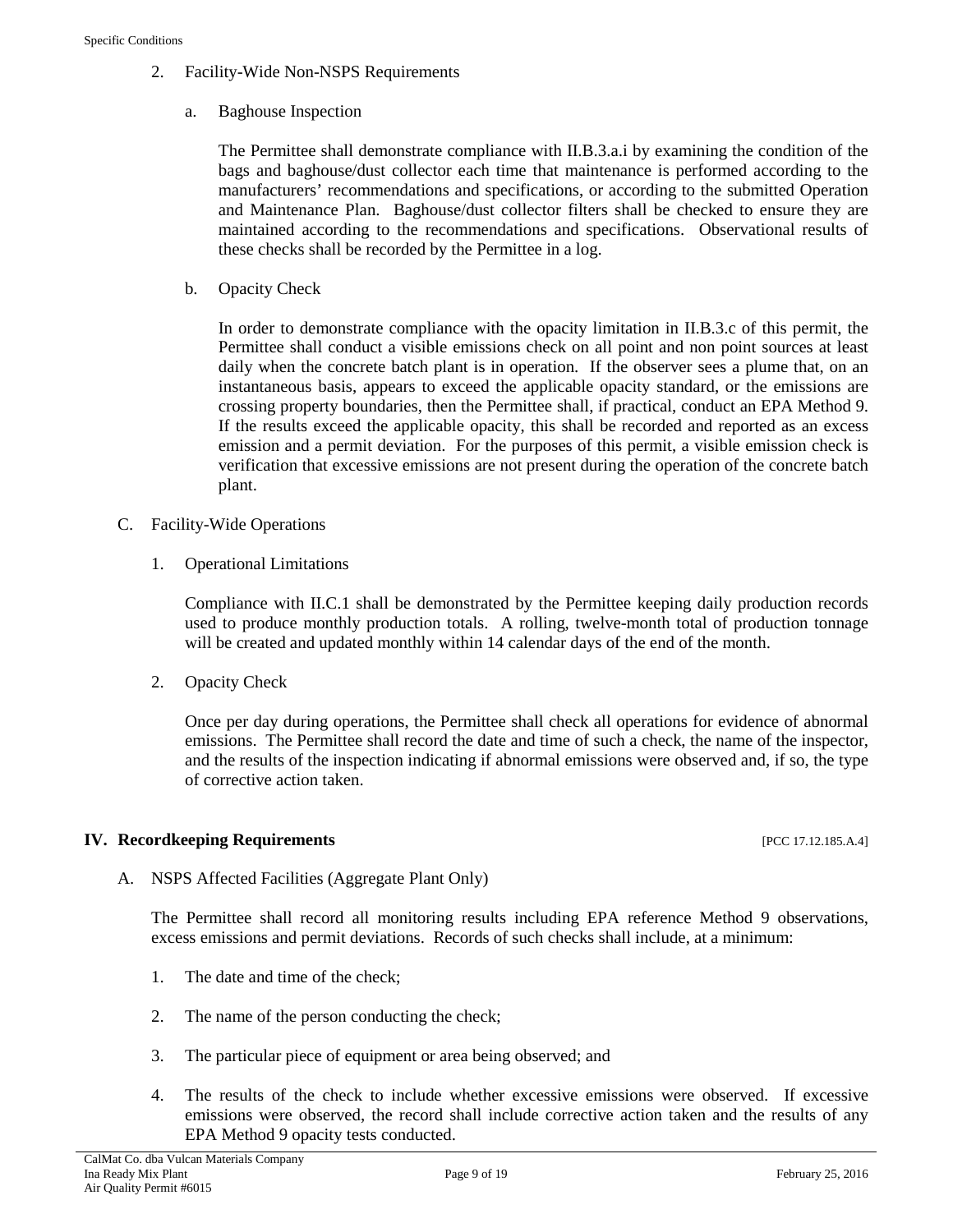2. Facility-Wide Non-NSPS Requirements

a. Baghouse Inspection

The Permittee shall demonstrate compliance with II.B.3.a.i by examining the condition of the bags and baghouse/dust collector each time that maintenance is performed according to the manufacturers' recommendations and specifications, or according to the submitted Operation and Maintenance Plan. Baghouse/dust collector filters shall be checked to ensure they are maintained according to the recommendations and specifications. Observational results of these checks shall be recorded by the Permittee in a log.

b. Opacity Check

In order to demonstrate compliance with the opacity limitation in II.B.3.c of this permit, the Permittee shall conduct a visible emissions check on all point and non point sources at least daily when the concrete batch plant is in operation. If the observer sees a plume that, on an instantaneous basis, appears to exceed the applicable opacity standard, or the emissions are crossing property boundaries, then the Permittee shall, if practical, conduct an EPA Method 9. If the results exceed the applicable opacity, this shall be recorded and reported as an excess emission and a permit deviation. For the purposes of this permit, a visible emission check is verification that excessive emissions are not present during the operation of the concrete batch plant.

C. Facility-Wide Operations

1. Operational Limitations

Compliance with II.C.1 shall be demonstrated by the Permittee keeping daily production records used to produce monthly production totals. A rolling, twelve-month total of production tonnage will be created and updated monthly within 14 calendar days of the end of the month.

2. Opacity Check

Once per day during operations, the Permittee shall check all operations for evidence of abnormal emissions. The Permittee shall record the date and time of such a check, the name of the inspector, and the results of the inspection indicating if abnormal emissions were observed and, if so, the type of corrective action taken.

## IV. Recordkeeping Requirements [PCC 17.12.185.A.4]

A. NSPS Affected Facilities (Aggregate Plant Only)

The Permittee shall record all monitoring results including EPA reference Method 9 observations, excess emissions and permit deviations. Records of such checks shall include, at a minimum:

1. The date and time of the check;
2. The name of the person conducting the check;
3. The particular piece of equipment or area being observed; and
4. The results of the check to include whether excessive emissions were observed. If excessive emissions were observed, the record shall include corrective action taken and the results of any EPA Method 9 opacity tests conducted.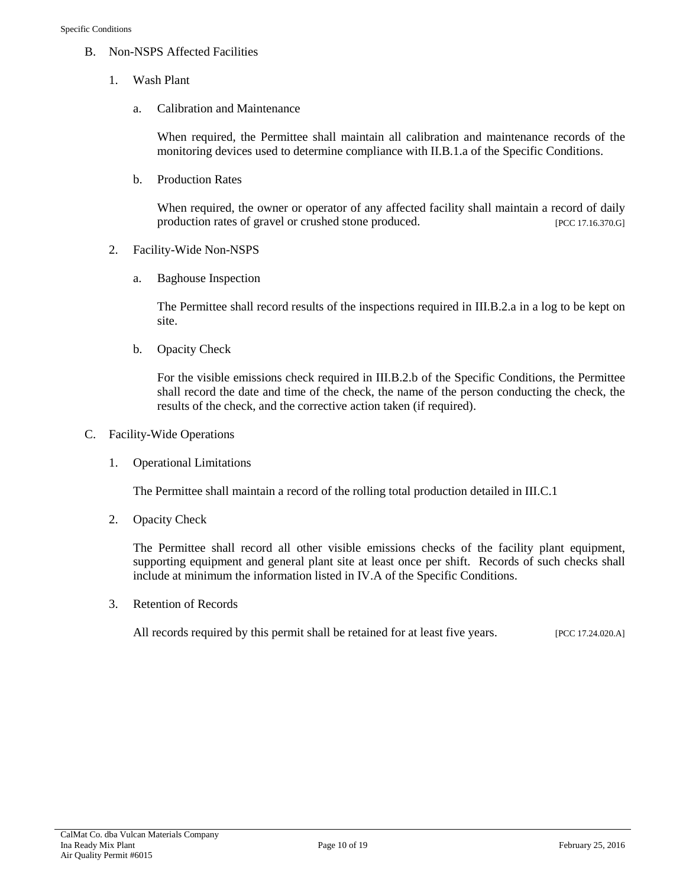B. Non-NSPS Affected Facilities

1. Wash Plant

a. Calibration and Maintenance

When required, the Permittee shall maintain all calibration and maintenance records of the monitoring devices used to determine compliance with II.B.1.a of the Specific Conditions.

b. Production Rates

When required, the owner or operator of any affected facility shall maintain a record of daily production rates of gravel or crushed stone produced. [PCC 17.16.370.G]

2. Facility-Wide Non-NSPS

a. Baghouse Inspection

The Permittee shall record results of the inspections required in III.B.2.a in a log to be kept on site.

b. Opacity Check

For the visible emissions check required in III.B.2.b of the Specific Conditions, the Permittee shall record the date and time of the check, the name of the person conducting the check, the results of the check, and the corrective action taken (if required).

C. Facility-Wide Operations

1. Operational Limitations

The Permittee shall maintain a record of the rolling total production detailed in III.C.1

2. Opacity Check

The Permittee shall record all other visible emissions checks of the facility plant equipment, supporting equipment and general plant site at least once per shift. Records of such checks shall include at minimum the information listed in IV.A of the Specific Conditions.

3. Retention of Records

All records required by this permit shall be retained for at least five years. [PCC 17.24.020.A]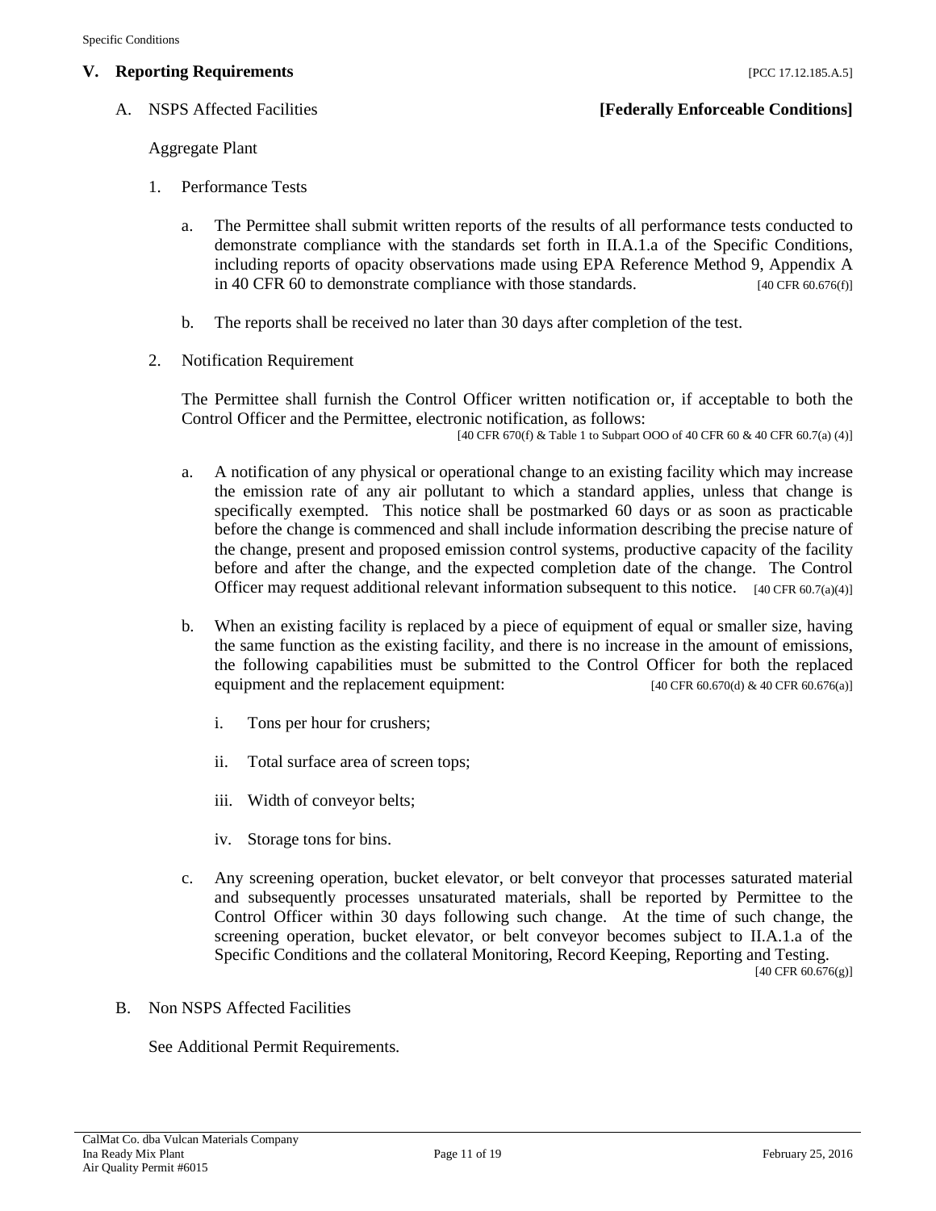## V. Reporting Requirements [PCC 17.12.185.A.5]

### A. NSPS Affected Facilities **[Federally Enforceable Conditions]**

Aggregate Plant

1. Performance Tests

   a. The Permittee shall submit written reports of the results of all performance tests conducted to demonstrate compliance with the standards set forth in II.A.1.a of the Specific Conditions, including reports of opacity observations made using EPA Reference Method 9, Appendix A in 40 CFR 60 to demonstrate compliance with those standards. [40 CFR 60.676(f)]

   b. The reports shall be received no later than 30 days after completion of the test.

2. Notification Requirement

   The Permittee shall furnish the Control Officer written notification or, if acceptable to both the Control Officer and the Permittee, electronic notification, as follows:
   [40 CFR 670(f) & Table 1 to Subpart OOO of 40 CFR 60 & 40 CFR 60.7(a) (4)]

   a. A notification of any physical or operational change to an existing facility which may increase the emission rate of any air pollutant to which a standard applies, unless that change is specifically exempted. This notice shall be postmarked 60 days or as soon as practicable before the change is commenced and shall include information describing the precise nature of the change, present and proposed emission control systems, productive capacity of the facility before and after the change, and the expected completion date of the change. The Control Officer may request additional relevant information subsequent to this notice. [40 CFR 60.7(a)(4)]

   b. When an existing facility is replaced by a piece of equipment of equal or smaller size, having the same function as the existing facility, and there is no increase in the amount of emissions, the following capabilities must be submitted to the Control Officer for both the replaced equipment and the replacement equipment: [40 CFR 60.670(d) & 40 CFR 60.676(a)]

      i. Tons per hour for crushers;

      ii. Total surface area of screen tops;

      iii. Width of conveyor belts;

      iv. Storage tons for bins.

   c. Any screening operation, bucket elevator, or belt conveyor that processes saturated material and subsequently processes unsaturated materials, shall be reported by Permittee to the Control Officer within 30 days following such change. At the time of such change, the screening operation, bucket elevator, or belt conveyor becomes subject to II.A.1.a of the Specific Conditions and the collateral Monitoring, Record Keeping, Reporting and Testing.
   [40 CFR 60.676(g)]

### B. Non NSPS Affected Facilities

See Additional Permit Requirements.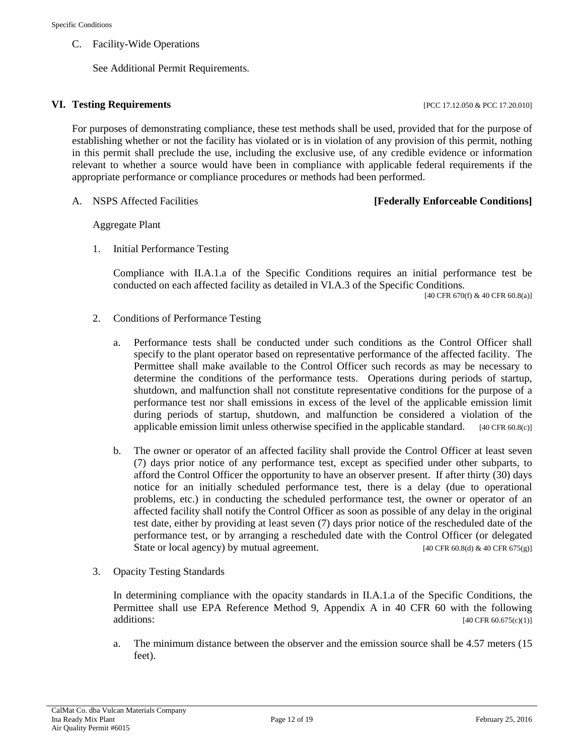C. Facility-Wide Operations

See Additional Permit Requirements.

## VI. Testing Requirements [PCC 17.12.050 & PCC 17.20.010]

For purposes of demonstrating compliance, these test methods shall be used, provided that for the purpose of establishing whether or not the facility has violated or is in violation of any provision of this permit, nothing in this permit shall preclude the use, including the exclusive use, of any credible evidence or information relevant to whether a source would have been in compliance with applicable federal requirements if the appropriate performance or compliance procedures or methods had been performed.

A. NSPS Affected Facilities **[Federally Enforceable Conditions]**

Aggregate Plant

1. Initial Performance Testing

   Compliance with II.A.1.a of the Specific Conditions requires an initial performance test be conducted on each affected facility as detailed in VI.A.3 of the Specific Conditions.
   [40 CFR 670(f) & 40 CFR 60.8(a)]

2. Conditions of Performance Testing

   a. Performance tests shall be conducted under such conditions as the Control Officer shall specify to the plant operator based on representative performance of the affected facility. The Permittee shall make available to the Control Officer such records as may be necessary to determine the conditions of the performance tests. Operations during periods of startup, shutdown, and malfunction shall not constitute representative conditions for the purpose of a performance test nor shall emissions in excess of the level of the applicable emission limit during periods of startup, shutdown, and malfunction be considered a violation of the applicable emission limit unless otherwise specified in the applicable standard. [40 CFR 60.8(c)]

   b. The owner or operator of an affected facility shall provide the Control Officer at least seven (7) days prior notice of any performance test, except as specified under other subparts, to afford the Control Officer the opportunity to have an observer present. If after thirty (30) days notice for an initially scheduled performance test, there is a delay (due to operational problems, etc.) in conducting the scheduled performance test, the owner or operator of an affected facility shall notify the Control Officer as soon as possible of any delay in the original test date, either by providing at least seven (7) days prior notice of the rescheduled date of the performance test, or by arranging a rescheduled date with the Control Officer (or delegated State or local agency) by mutual agreement. [40 CFR 60.8(d) & 40 CFR 675(g)]

3. Opacity Testing Standards

   In determining compliance with the opacity standards in II.A.1.a of the Specific Conditions, the Permittee shall use EPA Reference Method 9, Appendix A in 40 CFR 60 with the following additions: [40 CFR 60.675(c)(1)]

   a. The minimum distance between the observer and the emission source shall be 4.57 meters (15 feet).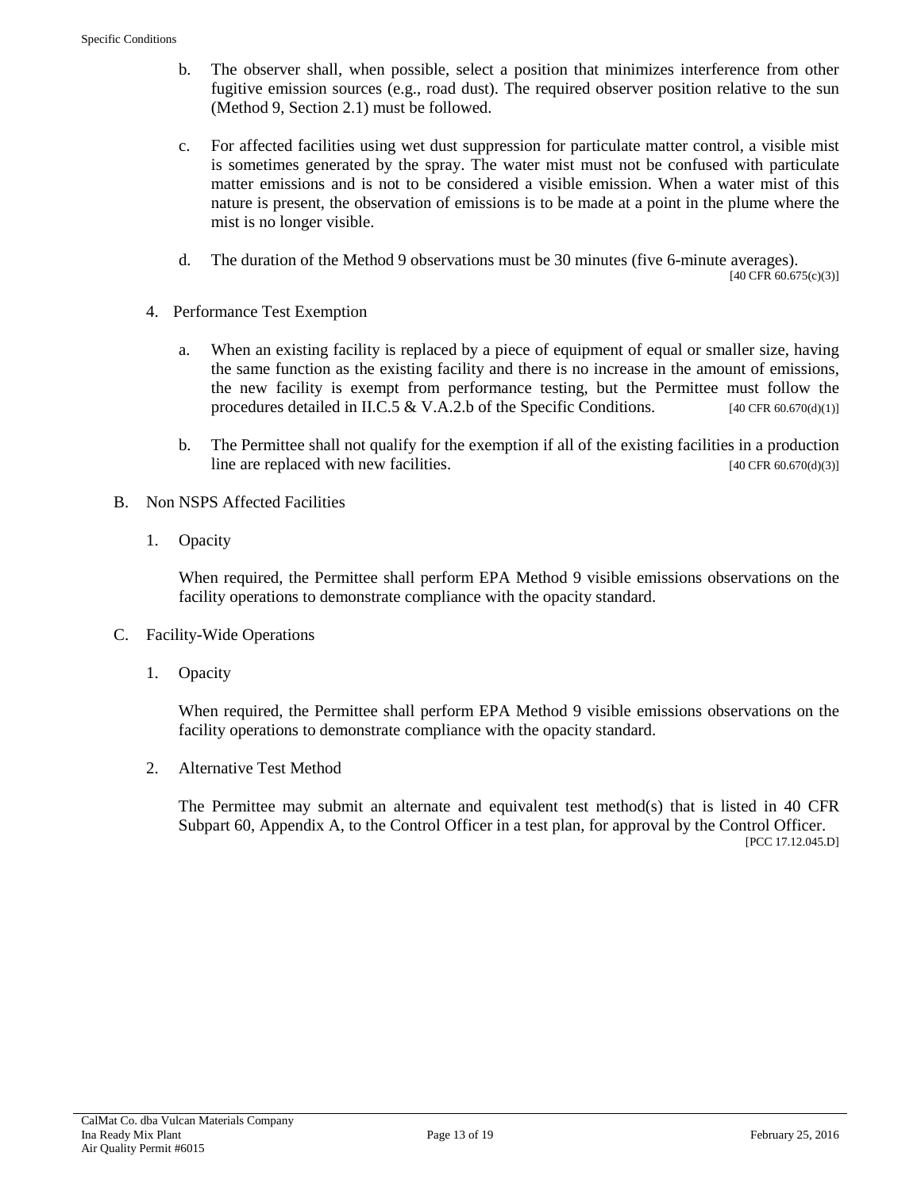b. The observer shall, when possible, select a position that minimizes interference from other fugitive emission sources (e.g., road dust). The required observer position relative to the sun (Method 9, Section 2.1) must be followed.

c. For affected facilities using wet dust suppression for particulate matter control, a visible mist is sometimes generated by the spray. The water mist must not be confused with particulate matter emissions and is not to be considered a visible emission. When a water mist of this nature is present, the observation of emissions is to be made at a point in the plume where the mist is no longer visible.

d. The duration of the Method 9 observations must be 30 minutes (five 6-minute averages). [40 CFR 60.675(c)(3)]

4. Performance Test Exemption

   a. When an existing facility is replaced by a piece of equipment of equal or smaller size, having the same function as the existing facility and there is no increase in the amount of emissions, the new facility is exempt from performance testing, but the Permittee must follow the procedures detailed in II.C.5 & V.A.2.b of the Specific Conditions. [40 CFR 60.670(d)(1)]

   b. The Permittee shall not qualify for the exemption if all of the existing facilities in a production line are replaced with new facilities. [40 CFR 60.670(d)(3)]

B. Non NSPS Affected Facilities

   1. Opacity

      When required, the Permittee shall perform EPA Method 9 visible emissions observations on the facility operations to demonstrate compliance with the opacity standard.

C. Facility-Wide Operations

   1. Opacity

      When required, the Permittee shall perform EPA Method 9 visible emissions observations on the facility operations to demonstrate compliance with the opacity standard.

   2. Alternative Test Method

      The Permittee may submit an alternate and equivalent test method(s) that is listed in 40 CFR Subpart 60, Appendix A, to the Control Officer in a test plan, for approval by the Control Officer. [PCC 17.12.045.D]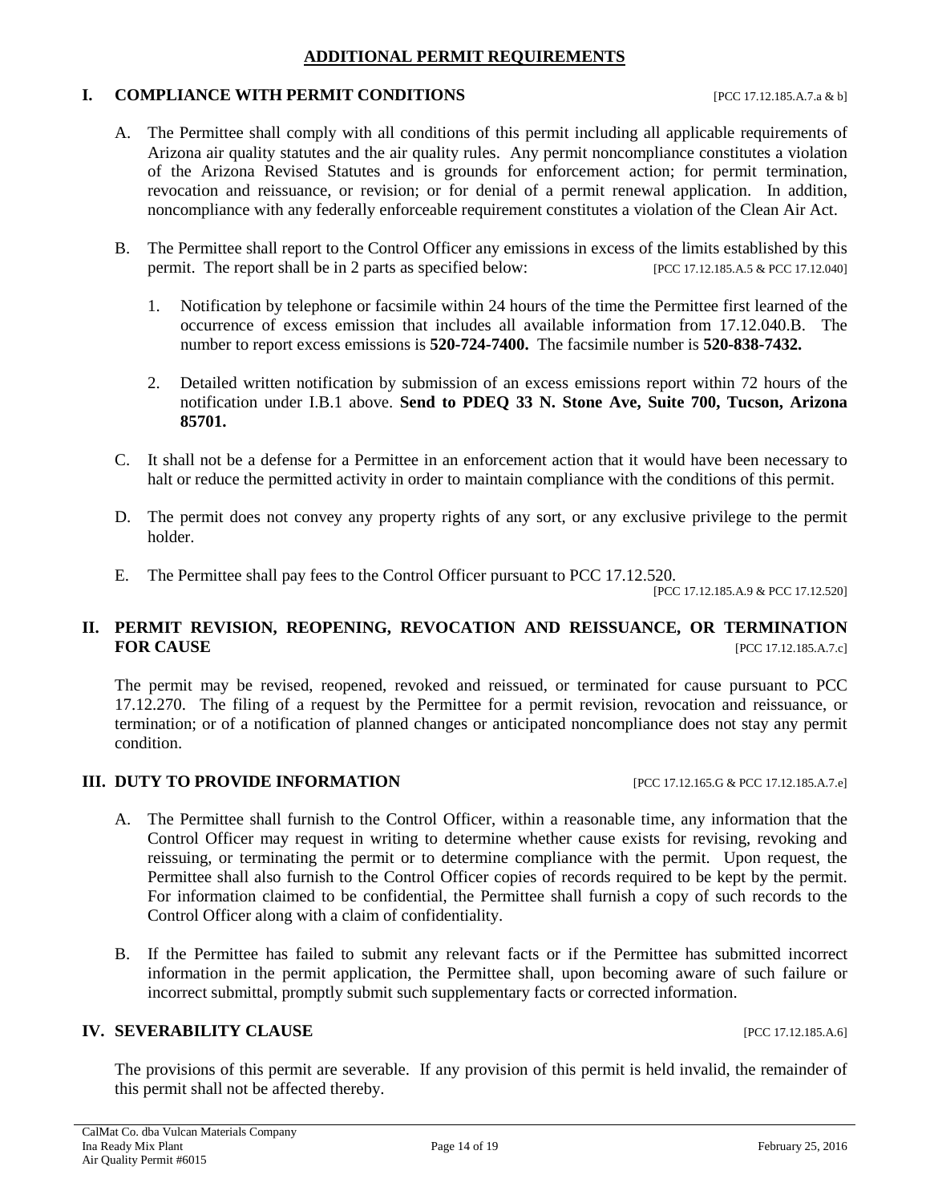## ADDITIONAL PERMIT REQUIREMENTS

### I. COMPLIANCE WITH PERMIT CONDITIONS [PCC 17.12.185.A.7.a & b]

A. The Permittee shall comply with all conditions of this permit including all applicable requirements of Arizona air quality statutes and the air quality rules. Any permit noncompliance constitutes a violation of the Arizona Revised Statutes and is grounds for enforcement action; for permit termination, revocation and reissuance, or revision; or for denial of a permit renewal application. In addition, noncompliance with any federally enforceable requirement constitutes a violation of the Clean Air Act.

B. The Permittee shall report to the Control Officer any emissions in excess of the limits established by this permit. The report shall be in 2 parts as specified below: [PCC 17.12.185.A.5 & PCC 17.12.040]

1. Notification by telephone or facsimile within 24 hours of the time the Permittee first learned of the occurrence of excess emission that includes all available information from 17.12.040.B. The number to report excess emissions is **520-724-7400.** The facsimile number is **520-838-7432.**

2. Detailed written notification by submission of an excess emissions report within 72 hours of the notification under I.B.1 above. **Send to PDEQ 33 N. Stone Ave, Suite 700, Tucson, Arizona 85701.**

C. It shall not be a defense for a Permittee in an enforcement action that it would have been necessary to halt or reduce the permitted activity in order to maintain compliance with the conditions of this permit.

D. The permit does not convey any property rights of any sort, or any exclusive privilege to the permit holder.

E. The Permittee shall pay fees to the Control Officer pursuant to PCC 17.12.520. [PCC 17.12.185.A.9 & PCC 17.12.520]

### II. PERMIT REVISION, REOPENING, REVOCATION AND REISSUANCE, OR TERMINATION FOR CAUSE [PCC 17.12.185.A.7.c]

The permit may be revised, reopened, revoked and reissued, or terminated for cause pursuant to PCC 17.12.270. The filing of a request by the Permittee for a permit revision, revocation and reissuance, or termination; or of a notification of planned changes or anticipated noncompliance does not stay any permit condition.

### III. DUTY TO PROVIDE INFORMATION [PCC 17.12.165.G & PCC 17.12.185.A.7.e]

A. The Permittee shall furnish to the Control Officer, within a reasonable time, any information that the Control Officer may request in writing to determine whether cause exists for revising, revoking and reissuing, or terminating the permit or to determine compliance with the permit. Upon request, the Permittee shall also furnish to the Control Officer copies of records required to be kept by the permit. For information claimed to be confidential, the Permittee shall furnish a copy of such records to the Control Officer along with a claim of confidentiality.

B. If the Permittee has failed to submit any relevant facts or if the Permittee has submitted incorrect information in the permit application, the Permittee shall, upon becoming aware of such failure or incorrect submittal, promptly submit such supplementary facts or corrected information.

### IV. SEVERABILITY CLAUSE [PCC 17.12.185.A.6]

The provisions of this permit are severable. If any provision of this permit is held invalid, the remainder of this permit shall not be affected thereby.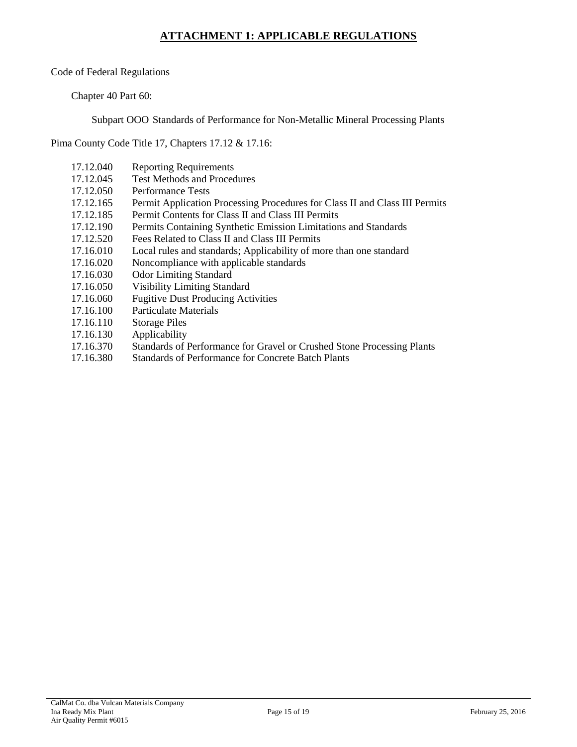## ATTACHMENT 1: APPLICABLE REGULATIONS

Code of Federal Regulations

Chapter 40 Part 60:

Subpart OOO Standards of Performance for Non-Metallic Mineral Processing Plants

Pima County Code Title 17, Chapters 17.12 & 17.16:

| | |
|---|---|
| 17.12.040 | Reporting Requirements |
| 17.12.045 | Test Methods and Procedures |
| 17.12.050 | Performance Tests |
| 17.12.165 | Permit Application Processing Procedures for Class II and Class III Permits |
| 17.12.185 | Permit Contents for Class II and Class III Permits |
| 17.12.190 | Permits Containing Synthetic Emission Limitations and Standards |
| 17.12.520 | Fees Related to Class II and Class III Permits |
| 17.16.010 | Local rules and standards; Applicability of more than one standard |
| 17.16.020 | Noncompliance with applicable standards |
| 17.16.030 | Odor Limiting Standard |
| 17.16.050 | Visibility Limiting Standard |
| 17.16.060 | Fugitive Dust Producing Activities |
| 17.16.100 | Particulate Materials |
| 17.16.110 | Storage Piles |
| 17.16.130 | Applicability |
| 17.16.370 | Standards of Performance for Gravel or Crushed Stone Processing Plants |
| 17.16.380 | Standards of Performance for Concrete Batch Plants |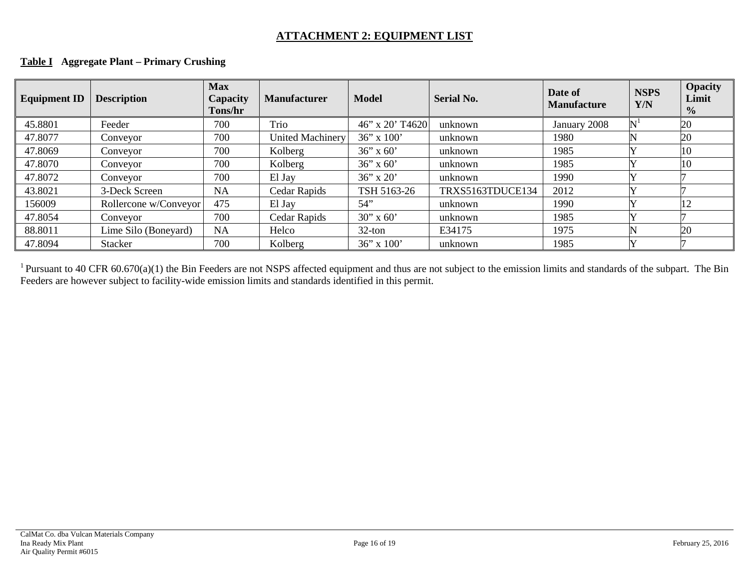# ATTACHMENT 2: EQUIPMENT LIST

**Table I  Aggregate Plant – Primary Crushing**

| Equipment ID | Description | Max Capacity Tons/hr | Manufacturer | Model | Serial No. | Date of Manufacture | NSPS Y/N | Opacity Limit % |
|---|---|---|---|---|---|---|---|---|
| 45.8801 | Feeder | 700 | Trio | 46" x 20' T4620 | unknown | January 2008 | N[1] | 20 |
| 47.8077 | Conveyor | 700 | United Machinery | 36" x 100' | unknown | 1980 | N | 20 |
| 47.8069 | Conveyor | 700 | Kolberg | 36" x 60' | unknown | 1985 | Y | 10 |
| 47.8070 | Conveyor | 700 | Kolberg | 36" x 60' | unknown | 1985 | Y | 10 |
| 47.8072 | Conveyor | 700 | El Jay | 36" x 20' | unknown | 1990 | Y | 7 |
| 43.8021 | 3-Deck Screen | NA | Cedar Rapids | TSH 5163-26 | TRXS5163TDUCE134 | 2012 | Y | 7 |
| 156009 | Rollercone w/Conveyor | 475 | El Jay | 54" | unknown | 1990 | Y | 12 |
| 47.8054 | Conveyor | 700 | Cedar Rapids | 30" x 60' | unknown | 1985 | Y | 7 |
| 88.8011 | Lime Silo (Boneyard) | NA | Helco | 32-ton | E34175 | 1975 | N | 20 |
| 47.8094 | Stacker | 700 | Kolberg | 36" x 100' | unknown | 1985 | Y | 7 |

[1] Pursuant to 40 CFR 60.670(a)(1) the Bin Feeders are not NSPS affected equipment and thus are not subject to the emission limits and standards of the subpart. The Bin Feeders are however subject to facility-wide emission limits and standards identified in this permit.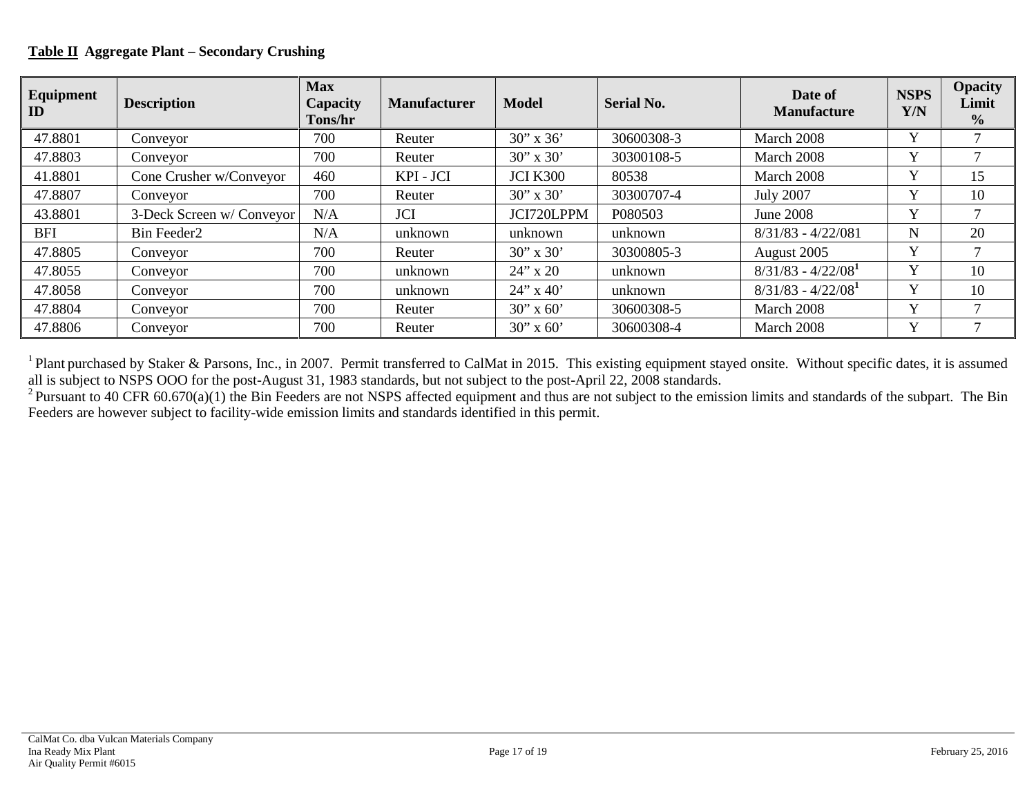**Table II Aggregate Plant – Secondary Crushing**

| Equipment ID | Description | Max Capacity Tons/hr | Manufacturer | Model | Serial No. | Date of Manufacture | NSPS Y/N | Opacity Limit % |
|---|---|---|---|---|---|---|---|---|
| 47.8801 | Conveyor | 700 | Reuter | 30" x 36' | 30600308-3 | March 2008 | Y | 7 |
| 47.8803 | Conveyor | 700 | Reuter | 30" x 30' | 30300108-5 | March 2008 | Y | 7 |
| 41.8801 | Cone Crusher w/Conveyor | 460 | KPI - JCI | JCI K300 | 80538 | March 2008 | Y | 15 |
| 47.8807 | Conveyor | 700 | Reuter | 30" x 30' | 30300707-4 | July 2007 | Y | 10 |
| 43.8801 | 3-Deck Screen w/ Conveyor | N/A | JCI | JCI720LPPM | P080503 | June 2008 | Y | 7 |
| BFI | Bin Feeder2 | N/A | unknown | unknown | unknown | 8/31/83 - 4/22/081 | N | 20 |
| 47.8805 | Conveyor | 700 | Reuter | 30" x 30' | 30300805-3 | August 2005 | Y | 7 |
| 47.8055 | Conveyor | 700 | unknown | 24" x 20 | unknown | 8/31/83 - 4/22/08[1] | Y | 10 |
| 47.8058 | Conveyor | 700 | unknown | 24" x 40' | unknown | 8/31/83 - 4/22/08[1] | Y | 10 |
| 47.8804 | Conveyor | 700 | Reuter | 30" x 60' | 30600308-5 | March 2008 | Y | 7 |
| 47.8806 | Conveyor | 700 | Reuter | 30" x 60' | 30600308-4 | March 2008 | Y | 7 |

[1] Plant purchased by Staker & Parsons, Inc., in 2007. Permit transferred to CalMat in 2015. This existing equipment stayed onsite. Without specific dates, it is assumed all is subject to NSPS OOO for the post-August 31, 1983 standards, but not subject to the post-April 22, 2008 standards.

[2] Pursuant to 40 CFR 60.670(a)(1) the Bin Feeders are not NSPS affected equipment and thus are not subject to the emission limits and standards of the subpart. The Bin Feeders are however subject to facility-wide emission limits and standards identified in this permit.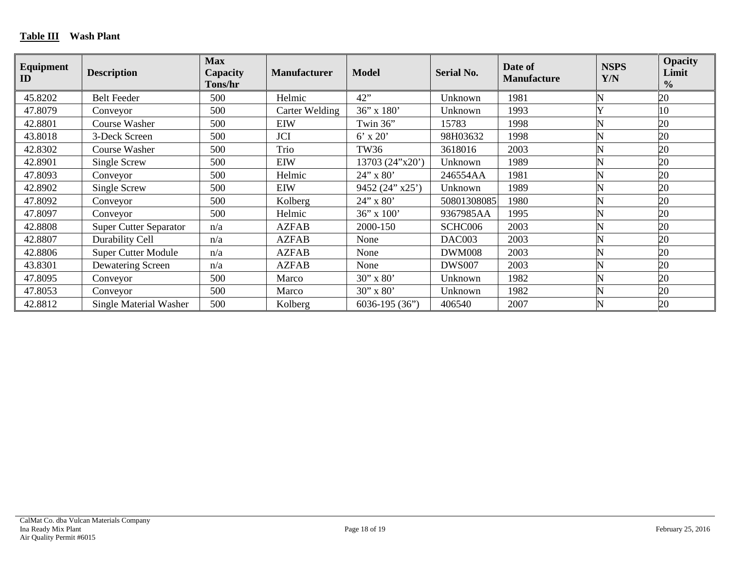**Table III** **Wash Plant**

| Equipment ID | Description | Max Capacity Tons/hr | Manufacturer | Model | Serial No. | Date of Manufacture | NSPS Y/N | Opacity Limit % |
|---|---|---|---|---|---|---|---|---|
| 45.8202 | Belt Feeder | 500 | Helmic | 42” | Unknown | 1981 | N | 20 |
| 47.8079 | Conveyor | 500 | Carter Welding | 36” x 180’ | Unknown | 1993 | Y | 10 |
| 42.8801 | Course Washer | 500 | EIW | Twin 36” | 15783 | 1998 | N | 20 |
| 43.8018 | 3-Deck Screen | 500 | JCI | 6’ x 20’ | 98H03632 | 1998 | N | 20 |
| 42.8302 | Course Washer | 500 | Trio | TW36 | 3618016 | 2003 | N | 20 |
| 42.8901 | Single Screw | 500 | EIW | 13703 (24”x20’) | Unknown | 1989 | N | 20 |
| 47.8093 | Conveyor | 500 | Helmic | 24” x 80’ | 246554AA | 1981 | N | 20 |
| 42.8902 | Single Screw | 500 | EIW | 9452 (24” x25’) | Unknown | 1989 | N | 20 |
| 47.8092 | Conveyor | 500 | Kolberg | 24” x 80’ | 50801308085 | 1980 | N | 20 |
| 47.8097 | Conveyor | 500 | Helmic | 36” x 100’ | 9367985AA | 1995 | N | 20 |
| 42.8808 | Super Cutter Separator | n/a | AZFAB | 2000-150 | SCHC006 | 2003 | N | 20 |
| 42.8807 | Durability Cell | n/a | AZFAB | None | DAC003 | 2003 | N | 20 |
| 42.8806 | Super Cutter Module | n/a | AZFAB | None | DWM008 | 2003 | N | 20 |
| 43.8301 | Dewatering Screen | n/a | AZFAB | None | DWS007 | 2003 | N | 20 |
| 47.8095 | Conveyor | 500 | Marco | 30” x 80’ | Unknown | 1982 | N | 20 |
| 47.8053 | Conveyor | 500 | Marco | 30” x 80’ | Unknown | 1982 | N | 20 |
| 42.8812 | Single Material Washer | 500 | Kolberg | 6036-195 (36”) | 406540 | 2007 | N | 20 |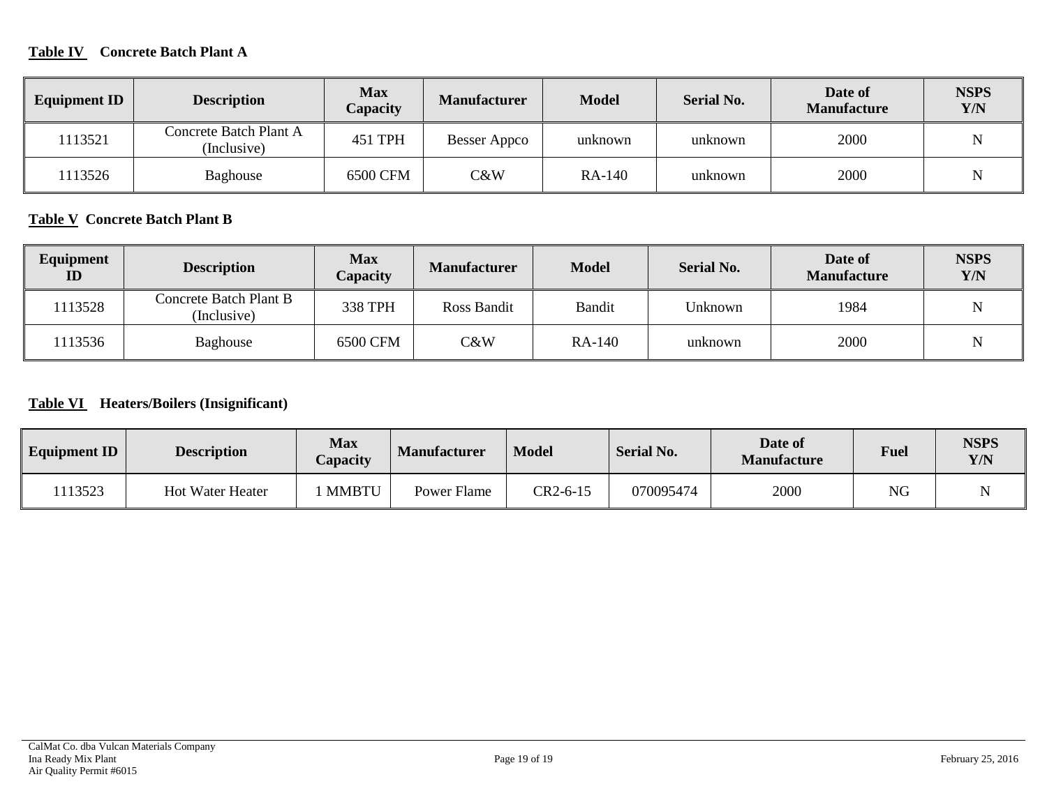**Table IV Concrete Batch Plant A**

| Equipment ID | Description | Max Capacity | Manufacturer | Model | Serial No. | Date of Manufacture | NSPS Y/N |
|---|---|---|---|---|---|---|---|
| 1113521 | Concrete Batch Plant A (Inclusive) | 451 TPH | Besser Appco | unknown | unknown | 2000 | N |
| 1113526 | Baghouse | 6500 CFM | C&W | RA-140 | unknown | 2000 | N |

**Table V Concrete Batch Plant B**

| Equipment ID | Description | Max Capacity | Manufacturer | Model | Serial No. | Date of Manufacture | NSPS Y/N |
|---|---|---|---|---|---|---|---|
| 1113528 | Concrete Batch Plant B (Inclusive) | 338 TPH | Ross Bandit | Bandit | Unknown | 1984 | N |
| 1113536 | Baghouse | 6500 CFM | C&W | RA-140 | unknown | 2000 | N |

**Table VI Heaters/Boilers (Insignificant)**

| Equipment ID | Description | Max Capacity | Manufacturer | Model | Serial No. | Date of Manufacture | Fuel | NSPS Y/N |
|---|---|---|---|---|---|---|---|---|
| 1113523 | Hot Water Heater | 1 MMBTU | Power Flame | CR2-6-15 | 070095474 | 2000 | NG | N |